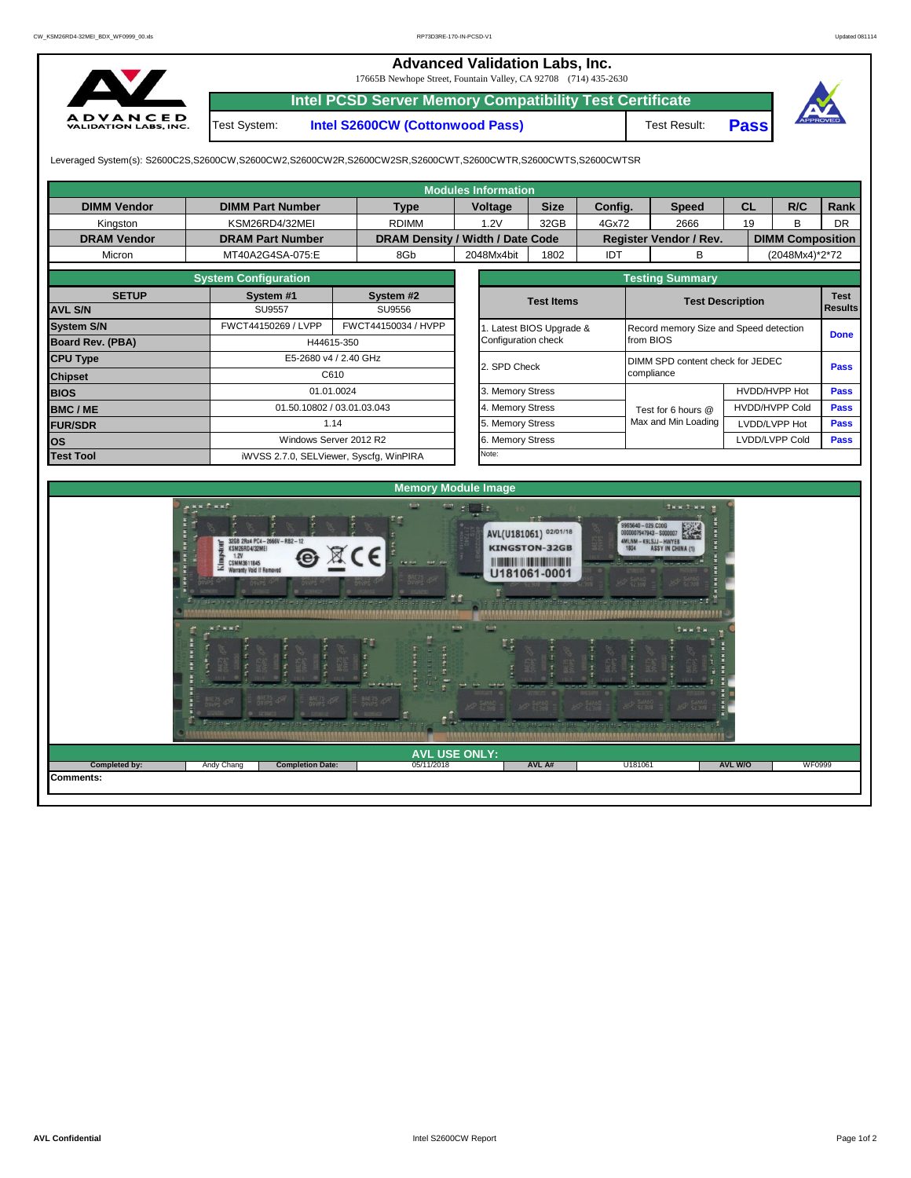# Advanced Validation Labs, Inc.

17665B Newhope Street, Fountain Valley, CA 92708 (714) 435-2630

## Intel PCSD Server Memory Compatibility Test Certificate

| Test System: | Intel S2600CW (Cottonwood Pass) | Test Result: | **Pass** |
|---|---|---|---|

Leveraged System(s): S2600C2S,S2600CW,S2600CW2,S2600CW2R,S2600CW2SR,S2600CWT,S2600CWTR,S2600CWTS,S2600CWTSR

### Modules Information

| DIMM Vendor | DIMM Part Number | Type | Voltage | Size | Config. | Speed | CL | R/C | Rank |
|---|---|---|---|---|---|---|---|---|---|
| Kingston | KSM26RD4/32MEI | RDIMM | 1.2V | 32GB | 4Gx72 | 2666 | 19 | B | DR |
| **DRAM Vendor** | **DRAM Part Number** | **DRAM Density / Width / Date Code** | | | **Register Vendor / Rev.** | | | **DIMM Composition** | |
| Micron | MT40A2G4SA-075:E | 8Gb | 2048Mx4bit | 1802 | IDT | B | | (2048Mx4)*2*72 | |

### System Configuration

| SETUP | System #1 | System #2 |
|---|---|---|
| **AVL S/N** | SU9557 | SU9556 |
| **System S/N** | FWCT44150269 / LVPP | FWCT44150034 / HVPP |
| **Board Rev. (PBA)** | H44615-350 | |
| **CPU Type** | E5-2680 v4 / 2.40 GHz | |
| **Chipset** | C610 | |
| **BIOS** | 01.01.0024 | |
| **BMC / ME** | 01.50.10802 / 03.01.03.043 | |
| **FUR/SDR** | 1.14 | |
| **OS** | Windows Server 2012 R2 | |
| **Test Tool** | iWVSS 2.7.0, SELViewer, Syscfg, WinPIRA | |

### Testing Summary

| Test Items | Test Description | | Test Results |
|---|---|---|---|
| 1. Latest BIOS Upgrade & Configuration check | Record memory Size and Speed detection from BIOS | | **Done** |
| 2. SPD Check | DIMM SPD content check for JEDEC compliance | | **Pass** |
| 3. Memory Stress | Test for 6 hours @ Max and Min Loading | HVDD/HVPP Hot | **Pass** |
| 4. Memory Stress | | HVDD/HVPP Cold | **Pass** |
| 5. Memory Stress | | LVDD/LVPP Hot | **Pass** |
| 6. Memory Stress | | LVDD/LVPP Cold | **Pass** |
| Note: | | | |

### Memory Module Image

### AVL USE ONLY:

| Completed by: | Andy Chang | Completion Date: | 05/11/2018 | AVL A#: | U181061 | AVL W/O | WF0999 |
|---|---|---|---|---|---|---|---|

**Comments:**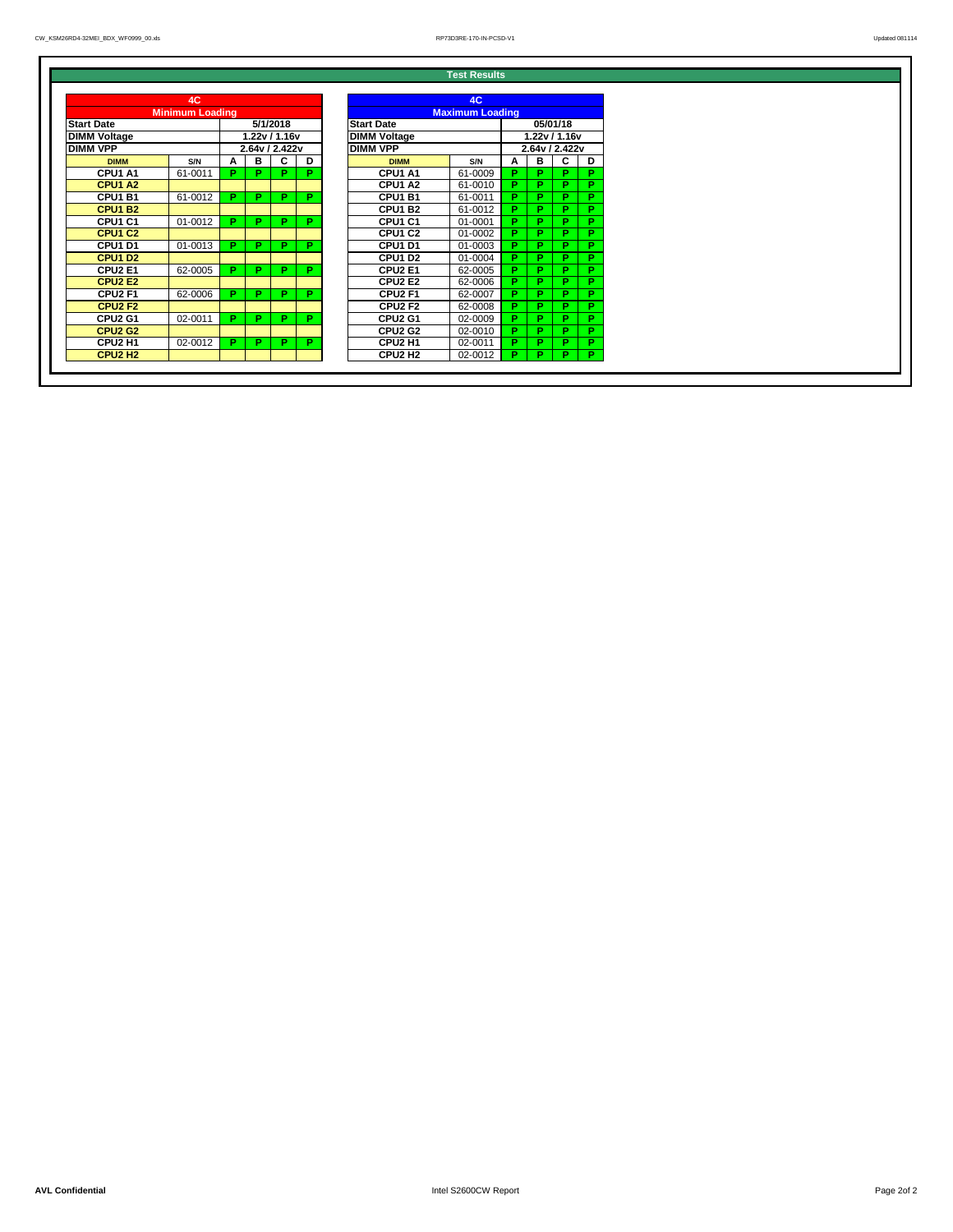## Test Results

| 4C Minimum Loading | | | | | |
|---|---|---|---|---|---|
| Start Date | | 5/1/2018 | | | |
| DIMM Voltage | | 1.22v / 1.16v | | | |
| DIMM VPP | | 2.64v / 2.422v | | | |
| DIMM | S/N | A | B | C | D |
| CPU1 A1 | 61-0011 | P | P | P | P |
| CPU1 A2 | | | | | |
| CPU1 B1 | 61-0012 | P | P | P | P |
| CPU1 B2 | | | | | |
| CPU1 C1 | 01-0012 | P | P | P | P |
| CPU1 C2 | | | | | |
| CPU1 D1 | 01-0013 | P | P | P | P |
| CPU1 D2 | | | | | |
| CPU2 E1 | 62-0005 | P | P | P | P |
| CPU2 E2 | | | | | |
| CPU2 F1 | 62-0006 | P | P | P | P |
| CPU2 F2 | | | | | |
| CPU2 G1 | 02-0011 | P | P | P | P |
| CPU2 G2 | | | | | |
| CPU2 H1 | 02-0012 | P | P | P | P |
| CPU2 H2 | | | | | |

| 4C Maximum Loading | | | | | |
|---|---|---|---|---|---|
| Start Date | | 05/01/18 | | | |
| DIMM Voltage | | 1.22v / 1.16v | | | |
| DIMM VPP | | 2.64v / 2.422v | | | |
| DIMM | S/N | A | B | C | D |
| CPU1 A1 | 61-0009 | P | P | P | P |
| CPU1 A2 | 61-0010 | P | P | P | P |
| CPU1 B1 | 61-0011 | P | P | P | P |
| CPU1 B2 | 61-0012 | P | P | P | P |
| CPU1 C1 | 01-0001 | P | P | P | P |
| CPU1 C2 | 01-0002 | P | P | P | P |
| CPU1 D1 | 01-0003 | P | P | P | P |
| CPU1 D2 | 01-0004 | P | P | P | P |
| CPU2 E1 | 62-0005 | P | P | P | P |
| CPU2 E2 | 62-0006 | P | P | P | P |
| CPU2 F1 | 62-0007 | P | P | P | P |
| CPU2 F2 | 62-0008 | P | P | P | P |
| CPU2 G1 | 02-0009 | P | P | P | P |
| CPU2 G2 | 02-0010 | P | P | P | P |
| CPU2 H1 | 02-0011 | P | P | P | P |
| CPU2 H2 | 02-0012 | P | P | P | P |